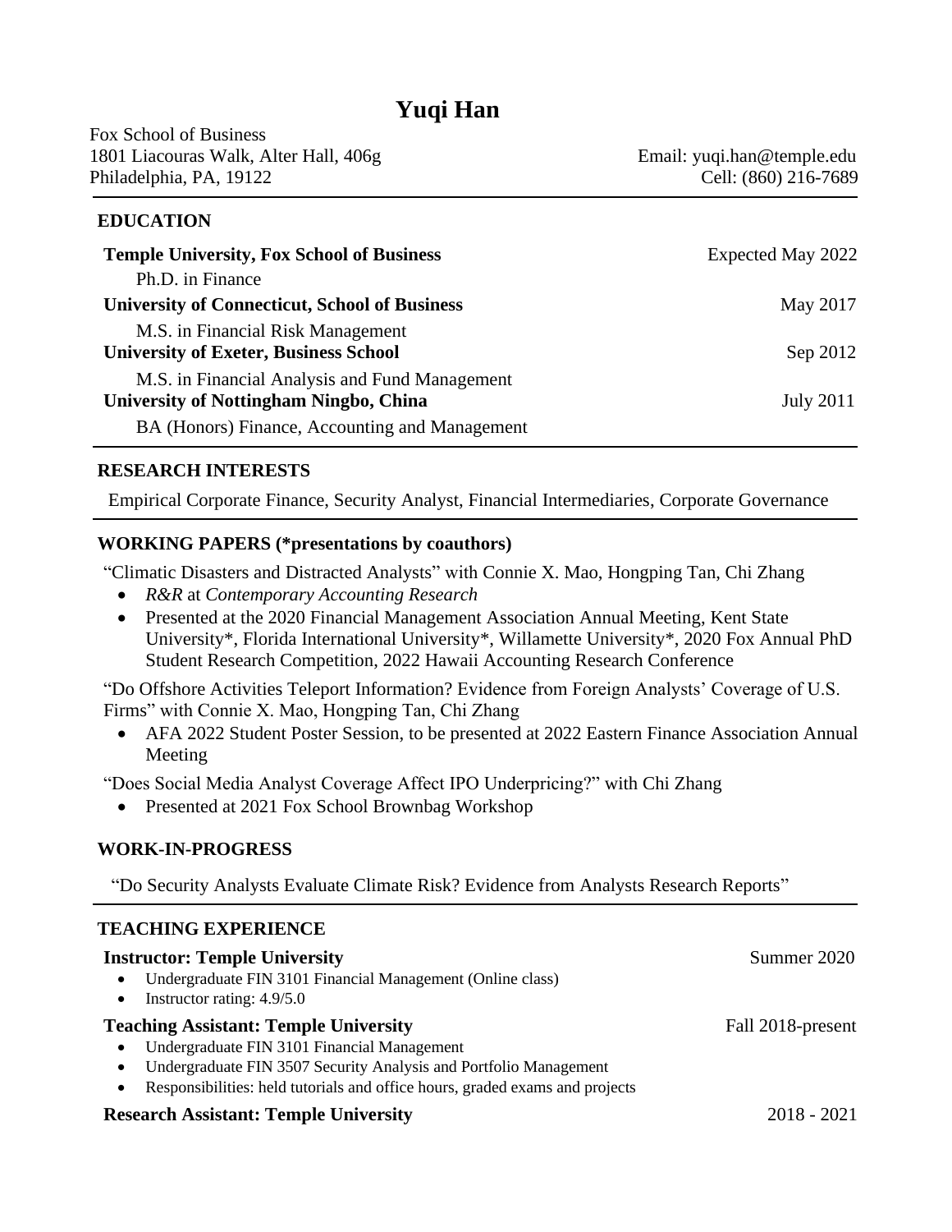# Yuqi Han

Fox School of Business
1801 Liacouras Walk, Alter Hall, 406g
Philadelphia, PA, 19122

Email: yuqi.han@temple.edu
Cell: (860) 216-7689

## EDUCATION

**Temple University, Fox School of Business** — Expected May 2022
Ph.D. in Finance

**University of Connecticut, School of Business** — May 2017
M.S. in Financial Risk Management

**University of Exeter, Business School** — Sep 2012
M.S. in Financial Analysis and Fund Management

**University of Nottingham Ningbo, China** — July 2011
BA (Honors) Finance, Accounting and Management

## RESEARCH INTERESTS

Empirical Corporate Finance, Security Analyst, Financial Intermediaries, Corporate Governance

## WORKING PAPERS (*presentations by coauthors)

"Climatic Disasters and Distracted Analysts" with Connie X. Mao, Hongping Tan, Chi Zhang

- *R&R* at *Contemporary Accounting Research*
- Presented at the 2020 Financial Management Association Annual Meeting, Kent State University*, Florida International University*, Willamette University*, 2020 Fox Annual PhD Student Research Competition, 2022 Hawaii Accounting Research Conference

"Do Offshore Activities Teleport Information? Evidence from Foreign Analysts' Coverage of U.S. Firms" with Connie X. Mao, Hongping Tan, Chi Zhang

- AFA 2022 Student Poster Session, to be presented at 2022 Eastern Finance Association Annual Meeting

"Does Social Media Analyst Coverage Affect IPO Underpricing?" with Chi Zhang

- Presented at 2021 Fox School Brownbag Workshop

## WORK-IN-PROGRESS

"Do Security Analysts Evaluate Climate Risk? Evidence from Analysts Research Reports"

## TEACHING EXPERIENCE

**Instructor: Temple University** — Summer 2020

- Undergraduate FIN 3101 Financial Management (Online class)
- Instructor rating: 4.9/5.0

**Teaching Assistant: Temple University** — Fall 2018-present

- Undergraduate FIN 3101 Financial Management
- Undergraduate FIN 3507 Security Analysis and Portfolio Management
- Responsibilities: held tutorials and office hours, graded exams and projects

**Research Assistant: Temple University** — 2018 - 2021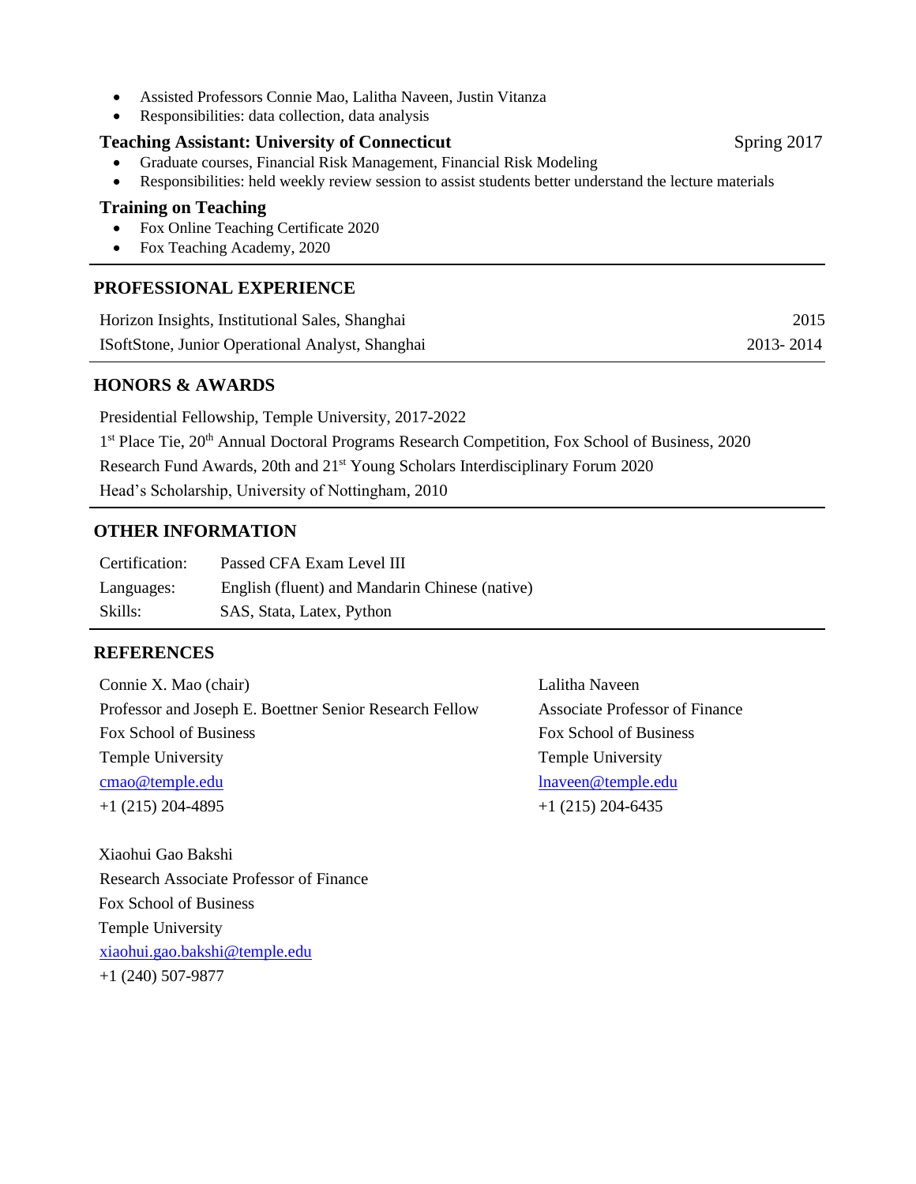- Assisted Professors Connie Mao, Lalitha Naveen, Justin Vitanza
- Responsibilities: data collection, data analysis

**Teaching Assistant: University of Connecticut** Spring 2017

- Graduate courses, Financial Risk Management, Financial Risk Modeling
- Responsibilities: held weekly review session to assist students better understand the lecture materials

**Training on Teaching**

- Fox Online Teaching Certificate 2020
- Fox Teaching Academy, 2020

## PROFESSIONAL EXPERIENCE

| | |
|---|---|
| Horizon Insights, Institutional Sales, Shanghai | 2015 |
| ISoftStone, Junior Operational Analyst, Shanghai | 2013- 2014 |

## HONORS & AWARDS

Presidential Fellowship, Temple University, 2017-2022

1st Place Tie, 20th Annual Doctoral Programs Research Competition, Fox School of Business, 2020

Research Fund Awards, 20th and 21st Young Scholars Interdisciplinary Forum 2020

Head's Scholarship, University of Nottingham, 2010

## OTHER INFORMATION

| | |
|---|---|
| Certification: | Passed CFA Exam Level III |
| Languages: | English (fluent) and Mandarin Chinese (native) |
| Skills: | SAS, Stata, Latex, Python |

## REFERENCES

Connie X. Mao (chair)
Professor and Joseph E. Boettner Senior Research Fellow
Fox School of Business
Temple University
cmao@temple.edu
+1 (215) 204-4895

Lalitha Naveen
Associate Professor of Finance
Fox School of Business
Temple University
lnaveen@temple.edu
+1 (215) 204-6435

Xiaohui Gao Bakshi
Research Associate Professor of Finance
Fox School of Business
Temple University
xiaohui.gao.bakshi@temple.edu
+1 (240) 507-9877